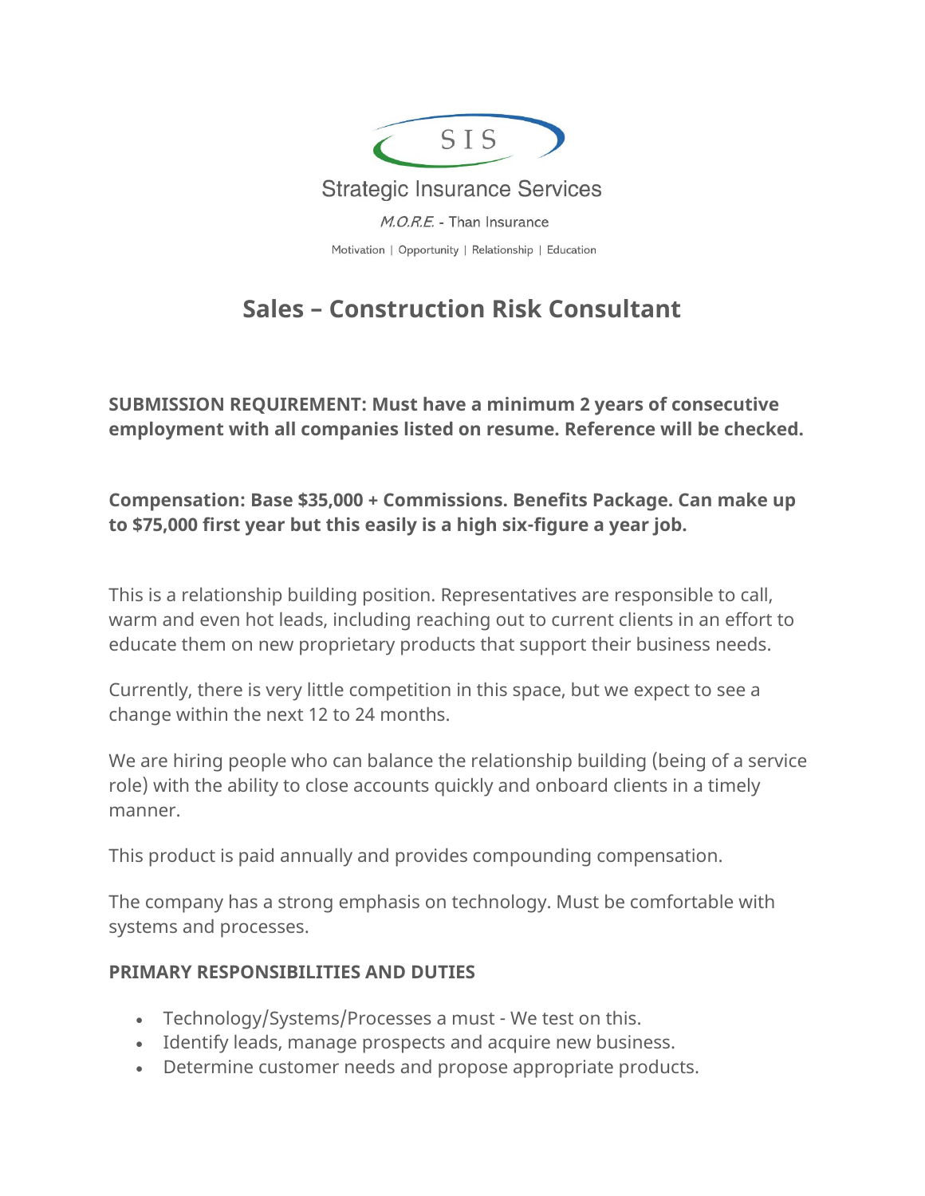SIS

Strategic Insurance Services

*M.O.R.E.* - Than Insurance

Motivation | Opportunity | Relationship | Education

# Sales – Construction Risk Consultant

**SUBMISSION REQUIREMENT: Must have a minimum 2 years of consecutive employment with all companies listed on resume. Reference will be checked.**

**Compensation: Base $35,000 + Commissions. Benefits Package. Can make up to $75,000 first year but this easily is a high six-figure a year job.**

This is a relationship building position. Representatives are responsible to call, warm and even hot leads, including reaching out to current clients in an effort to educate them on new proprietary products that support their business needs.

Currently, there is very little competition in this space, but we expect to see a change within the next 12 to 24 months.

We are hiring people who can balance the relationship building (being of a service role) with the ability to close accounts quickly and onboard clients in a timely manner.

This product is paid annually and provides compounding compensation.

The company has a strong emphasis on technology. Must be comfortable with systems and processes.

**PRIMARY RESPONSIBILITIES AND DUTIES**

- Technology/Systems/Processes a must - We test on this.
- Identify leads, manage prospects and acquire new business.
- Determine customer needs and propose appropriate products.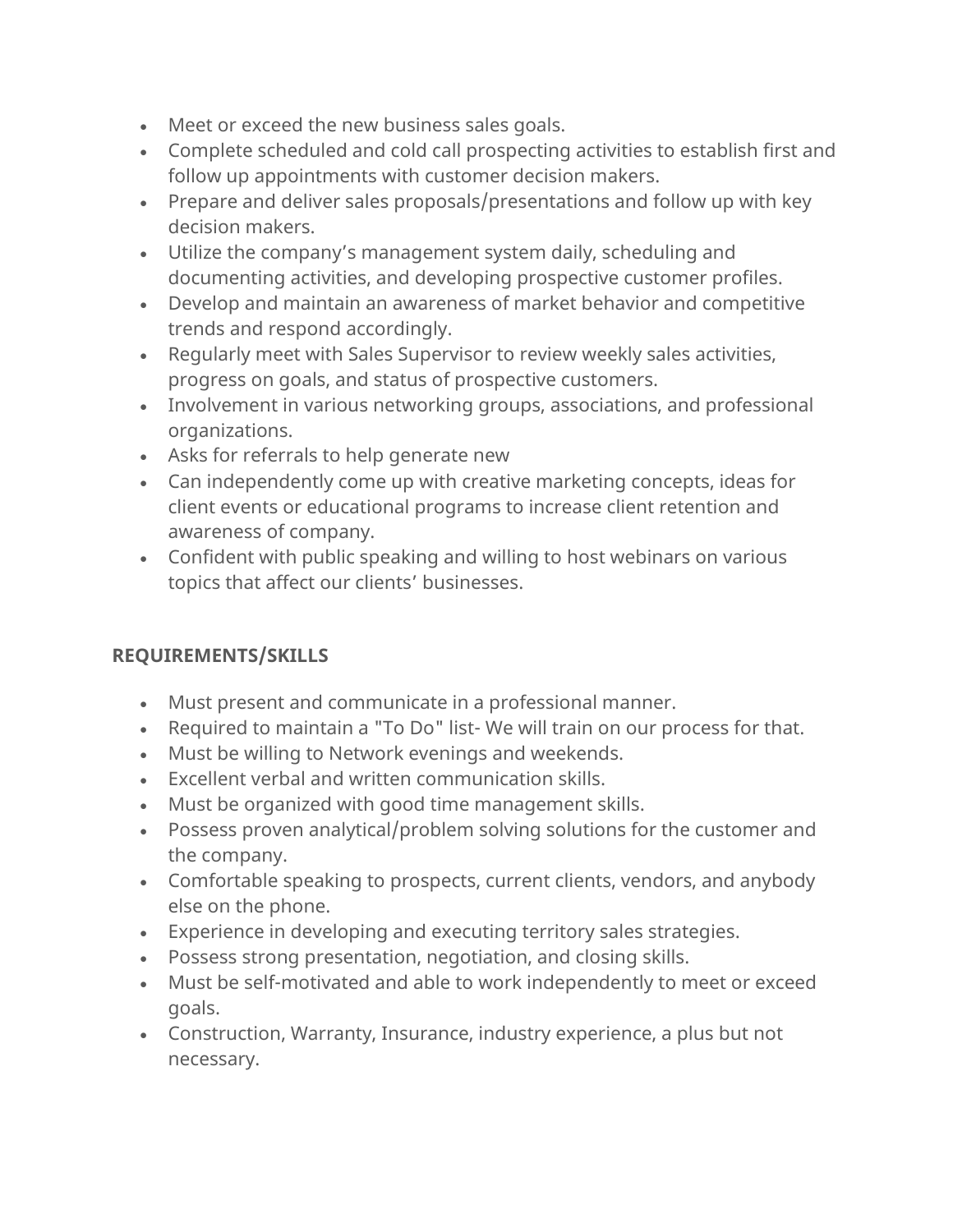- Meet or exceed the new business sales goals.
- Complete scheduled and cold call prospecting activities to establish first and follow up appointments with customer decision makers.
- Prepare and deliver sales proposals/presentations and follow up with key decision makers.
- Utilize the company's management system daily, scheduling and documenting activities, and developing prospective customer profiles.
- Develop and maintain an awareness of market behavior and competitive trends and respond accordingly.
- Regularly meet with Sales Supervisor to review weekly sales activities, progress on goals, and status of prospective customers.
- Involvement in various networking groups, associations, and professional organizations.
- Asks for referrals to help generate new
- Can independently come up with creative marketing concepts, ideas for client events or educational programs to increase client retention and awareness of company.
- Confident with public speaking and willing to host webinars on various topics that affect our clients' businesses.

**REQUIREMENTS/SKILLS**

- Must present and communicate in a professional manner.
- Required to maintain a "To Do" list- We will train on our process for that.
- Must be willing to Network evenings and weekends.
- Excellent verbal and written communication skills.
- Must be organized with good time management skills.
- Possess proven analytical/problem solving solutions for the customer and the company.
- Comfortable speaking to prospects, current clients, vendors, and anybody else on the phone.
- Experience in developing and executing territory sales strategies.
- Possess strong presentation, negotiation, and closing skills.
- Must be self-motivated and able to work independently to meet or exceed goals.
- Construction, Warranty, Insurance, industry experience, a plus but not necessary.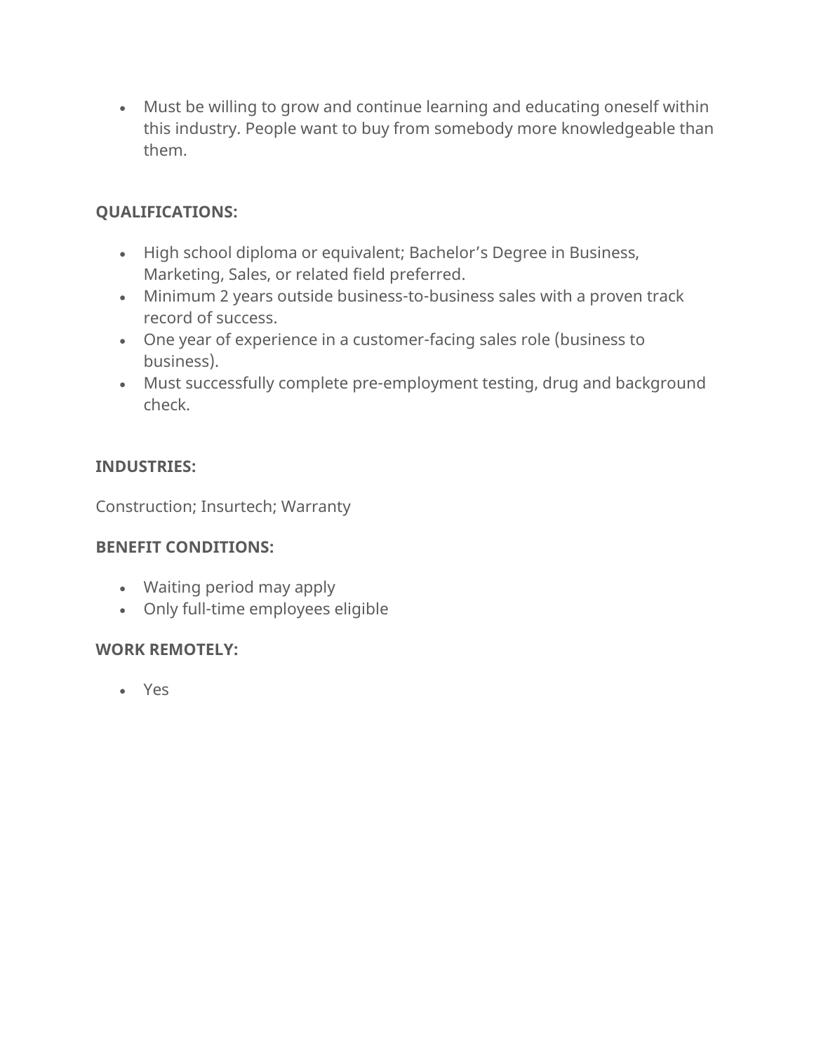- Must be willing to grow and continue learning and educating oneself within this industry. People want to buy from somebody more knowledgeable than them.

**QUALIFICATIONS:**

- High school diploma or equivalent; Bachelor's Degree in Business, Marketing, Sales, or related field preferred.
- Minimum 2 years outside business-to-business sales with a proven track record of success.
- One year of experience in a customer-facing sales role (business to business).
- Must successfully complete pre-employment testing, drug and background check.

**INDUSTRIES:**

Construction; Insurtech; Warranty

**BENEFIT CONDITIONS:**

- Waiting period may apply
- Only full-time employees eligible

**WORK REMOTELY:**

- Yes